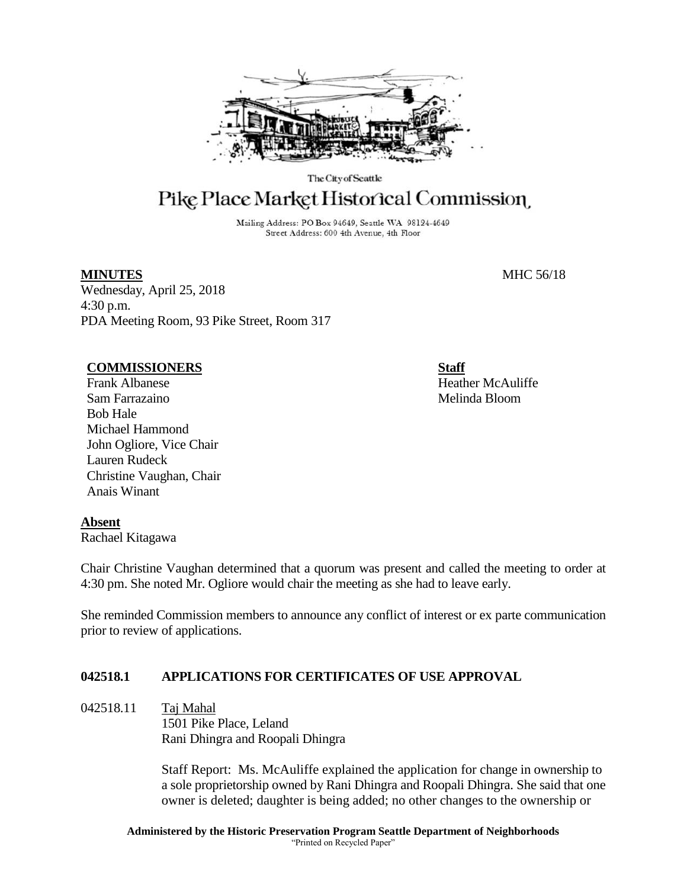The City of Seattle

# Pike Place Market Historical Commission

Mailing Address: PO Box 94649, Seattle WA 98124-4649
Street Address: 600 4th Avenue, 4th Floor

**MINUTES** MHC 56/18

Wednesday, April 25, 2018
4:30 p.m.
PDA Meeting Room, 93 Pike Street, Room 317

**COMMISSIONERS**

Frank Albanese
Sam Farrazaino
Bob Hale
Michael Hammond
John Ogliore, Vice Chair
Lauren Rudeck
Christine Vaughan, Chair
Anais Winant

**Staff**

Heather McAuliffe
Melinda Bloom

**Absent**

Rachael Kitagawa

Chair Christine Vaughan determined that a quorum was present and called the meeting to order at 4:30 pm. She noted Mr. Ogliore would chair the meeting as she had to leave early.

She reminded Commission members to announce any conflict of interest or ex parte communication prior to review of applications.

## 042518.1 APPLICATIONS FOR CERTIFICATES OF USE APPROVAL

042518.11 Taj Mahal
1501 Pike Place, Leland
Rani Dhingra and Roopali Dhingra

Staff Report: Ms. McAuliffe explained the application for change in ownership to a sole proprietorship owned by Rani Dhingra and Roopali Dhingra. She said that one owner is deleted; daughter is being added; no other changes to the ownership or

**Administered by the Historic Preservation Program Seattle Department of Neighborhoods**
"Printed on Recycled Paper"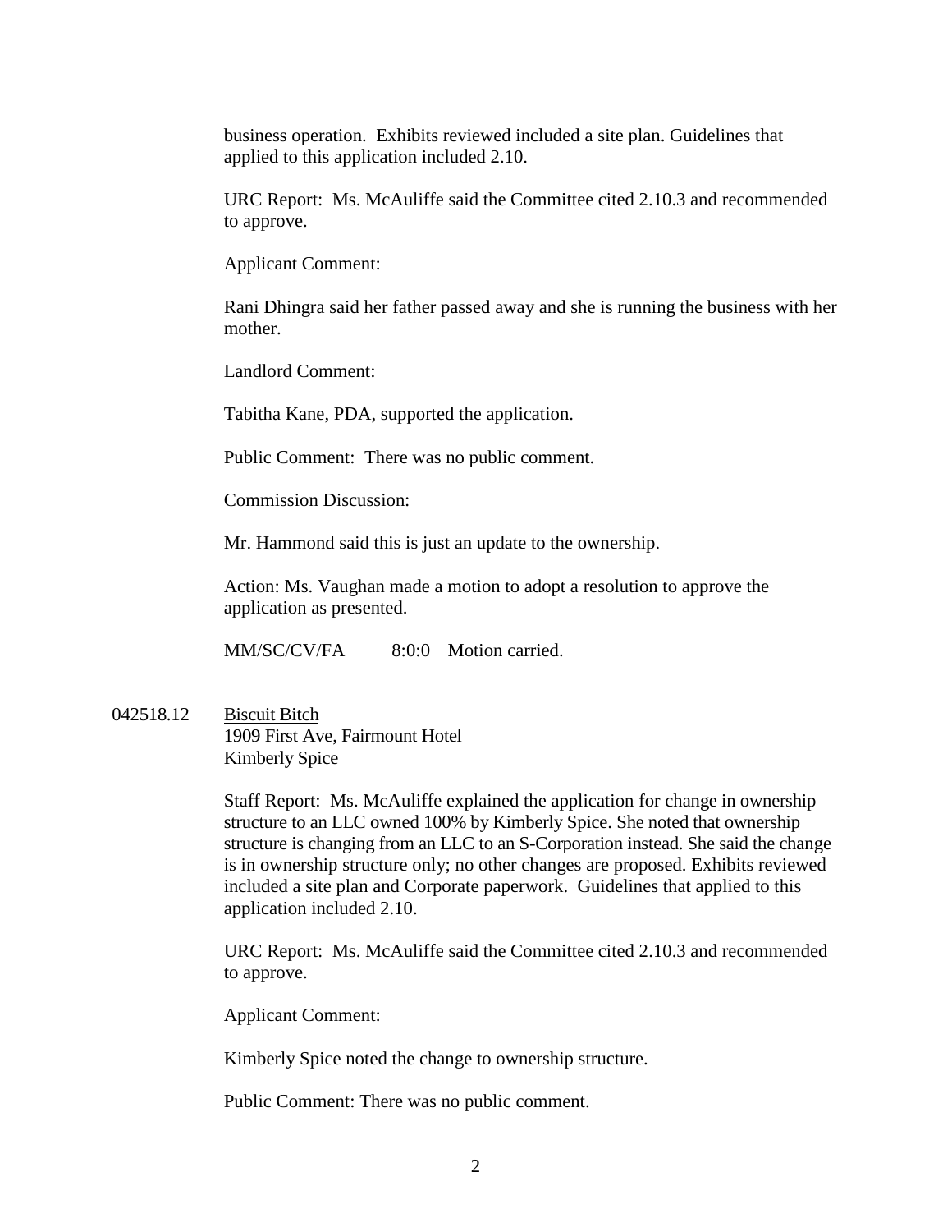business operation. Exhibits reviewed included a site plan. Guidelines that applied to this application included 2.10.

URC Report: Ms. McAuliffe said the Committee cited 2.10.3 and recommended to approve.

Applicant Comment:

Rani Dhingra said her father passed away and she is running the business with her mother.

Landlord Comment:

Tabitha Kane, PDA, supported the application.

Public Comment: There was no public comment.

Commission Discussion:

Mr. Hammond said this is just an update to the ownership.

Action: Ms. Vaughan made a motion to adopt a resolution to approve the application as presented.

MM/SC/CV/FA 8:0:0 Motion carried.

042518.12 Biscuit Bitch
1909 First Ave, Fairmount Hotel
Kimberly Spice

Staff Report: Ms. McAuliffe explained the application for change in ownership structure to an LLC owned 100% by Kimberly Spice. She noted that ownership structure is changing from an LLC to an S-Corporation instead. She said the change is in ownership structure only; no other changes are proposed. Exhibits reviewed included a site plan and Corporate paperwork. Guidelines that applied to this application included 2.10.

URC Report: Ms. McAuliffe said the Committee cited 2.10.3 and recommended to approve.

Applicant Comment:

Kimberly Spice noted the change to ownership structure.

Public Comment: There was no public comment.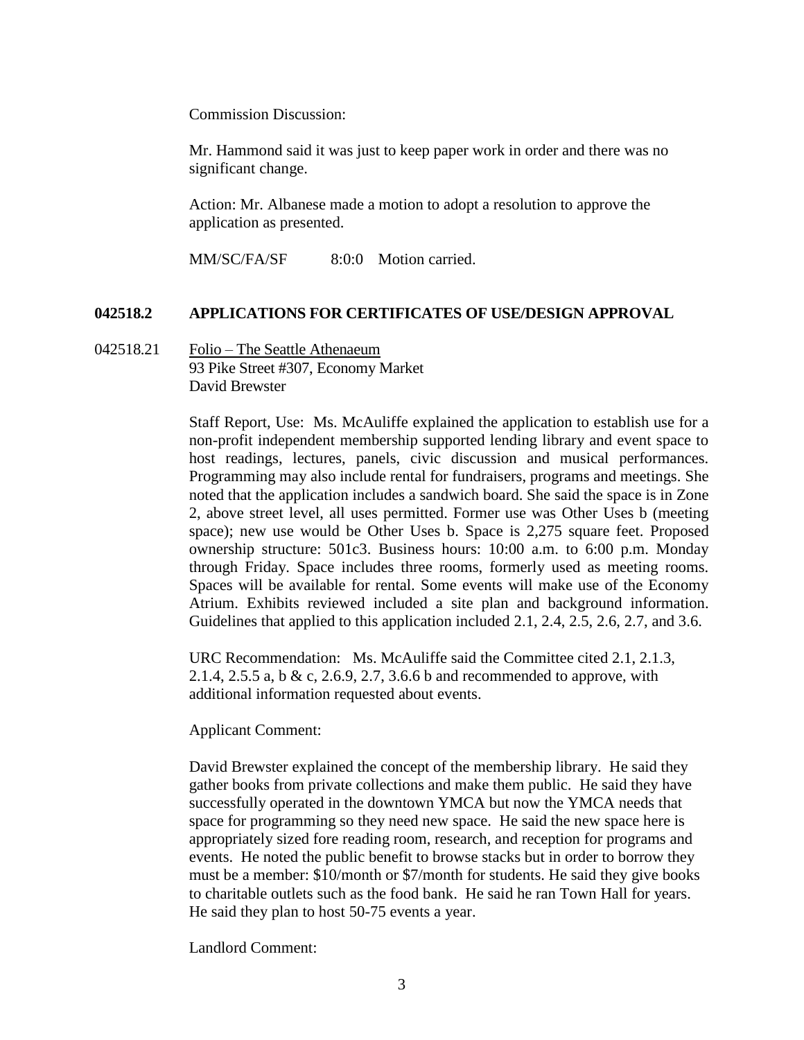Commission Discussion:

Mr. Hammond said it was just to keep paper work in order and there was no significant change.

Action: Mr. Albanese made a motion to adopt a resolution to approve the application as presented.

MM/SC/FA/SF 8:0:0 Motion carried.

## 042518.2 APPLICATIONS FOR CERTIFICATES OF USE/DESIGN APPROVAL

042518.21 Folio – The Seattle Athenaeum
93 Pike Street #307, Economy Market
David Brewster

Staff Report, Use: Ms. McAuliffe explained the application to establish use for a non-profit independent membership supported lending library and event space to host readings, lectures, panels, civic discussion and musical performances. Programming may also include rental for fundraisers, programs and meetings. She noted that the application includes a sandwich board. She said the space is in Zone 2, above street level, all uses permitted. Former use was Other Uses b (meeting space); new use would be Other Uses b. Space is 2,275 square feet. Proposed ownership structure: 501c3. Business hours: 10:00 a.m. to 6:00 p.m. Monday through Friday. Space includes three rooms, formerly used as meeting rooms. Spaces will be available for rental. Some events will make use of the Economy Atrium. Exhibits reviewed included a site plan and background information. Guidelines that applied to this application included 2.1, 2.4, 2.5, 2.6, 2.7, and 3.6.

URC Recommendation: Ms. McAuliffe said the Committee cited 2.1, 2.1.3, 2.1.4, 2.5.5 a, b & c, 2.6.9, 2.7, 3.6.6 b and recommended to approve, with additional information requested about events.

Applicant Comment:

David Brewster explained the concept of the membership library. He said they gather books from private collections and make them public. He said they have successfully operated in the downtown YMCA but now the YMCA needs that space for programming so they need new space. He said the new space here is appropriately sized fore reading room, research, and reception for programs and events. He noted the public benefit to browse stacks but in order to borrow they must be a member: $10/month or $7/month for students. He said they give books to charitable outlets such as the food bank. He said he ran Town Hall for years. He said they plan to host 50-75 events a year.

Landlord Comment: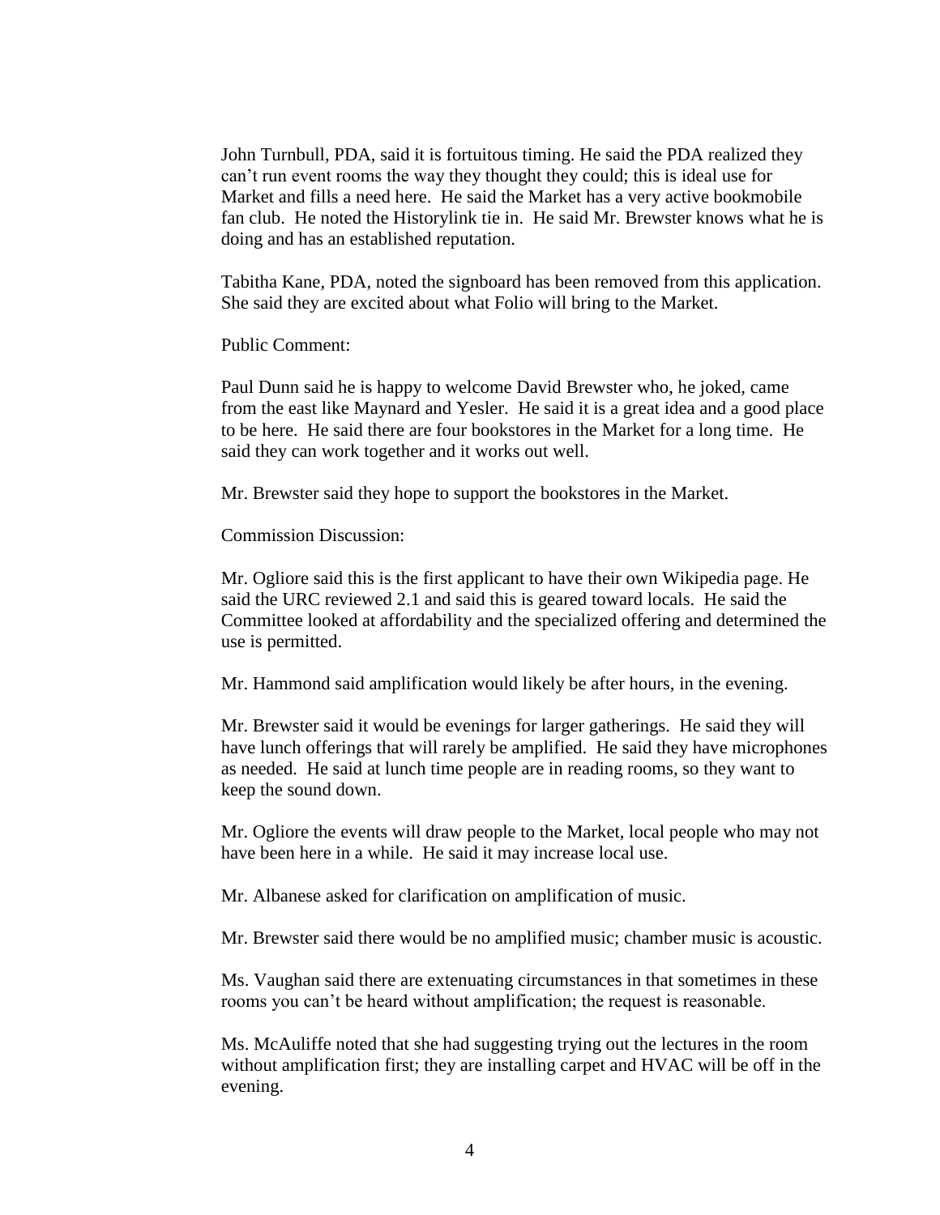John Turnbull, PDA, said it is fortuitous timing. He said the PDA realized they can't run event rooms the way they thought they could; this is ideal use for Market and fills a need here. He said the Market has a very active bookmobile fan club. He noted the Historylink tie in. He said Mr. Brewster knows what he is doing and has an established reputation.

Tabitha Kane, PDA, noted the signboard has been removed from this application. She said they are excited about what Folio will bring to the Market.

Public Comment:

Paul Dunn said he is happy to welcome David Brewster who, he joked, came from the east like Maynard and Yesler. He said it is a great idea and a good place to be here. He said there are four bookstores in the Market for a long time. He said they can work together and it works out well.

Mr. Brewster said they hope to support the bookstores in the Market.

Commission Discussion:

Mr. Ogliore said this is the first applicant to have their own Wikipedia page. He said the URC reviewed 2.1 and said this is geared toward locals. He said the Committee looked at affordability and the specialized offering and determined the use is permitted.

Mr. Hammond said amplification would likely be after hours, in the evening.

Mr. Brewster said it would be evenings for larger gatherings. He said they will have lunch offerings that will rarely be amplified. He said they have microphones as needed. He said at lunch time people are in reading rooms, so they want to keep the sound down.

Mr. Ogliore the events will draw people to the Market, local people who may not have been here in a while. He said it may increase local use.

Mr. Albanese asked for clarification on amplification of music.

Mr. Brewster said there would be no amplified music; chamber music is acoustic.

Ms. Vaughan said there are extenuating circumstances in that sometimes in these rooms you can't be heard without amplification; the request is reasonable.

Ms. McAuliffe noted that she had suggesting trying out the lectures in the room without amplification first; they are installing carpet and HVAC will be off in the evening.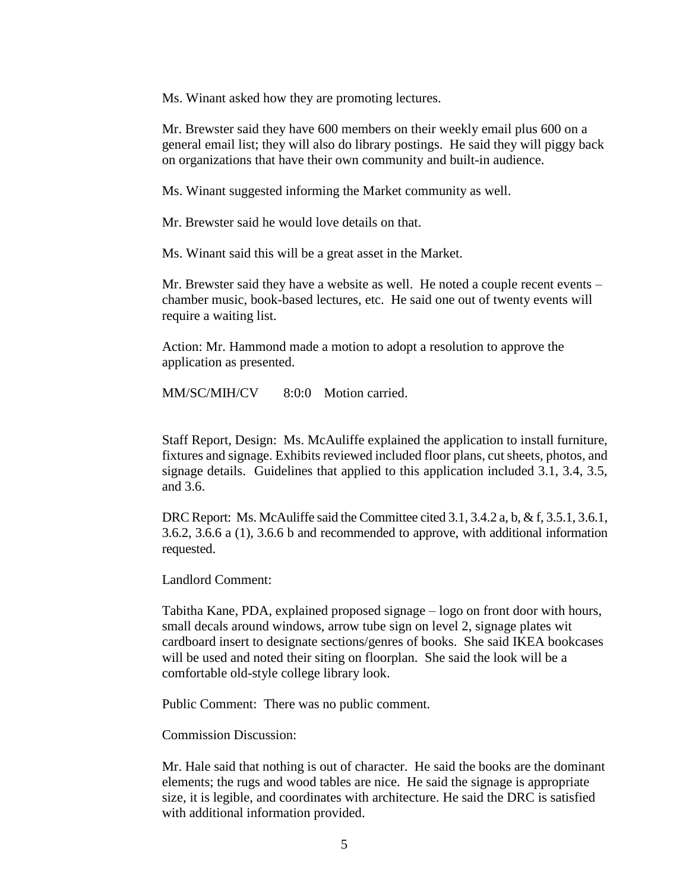Ms. Winant asked how they are promoting lectures.

Mr. Brewster said they have 600 members on their weekly email plus 600 on a general email list; they will also do library postings. He said they will piggy back on organizations that have their own community and built-in audience.

Ms. Winant suggested informing the Market community as well.

Mr. Brewster said he would love details on that.

Ms. Winant said this will be a great asset in the Market.

Mr. Brewster said they have a website as well. He noted a couple recent events – chamber music, book-based lectures, etc. He said one out of twenty events will require a waiting list.

Action: Mr. Hammond made a motion to adopt a resolution to approve the application as presented.

MM/SC/MIH/CV 8:0:0 Motion carried.

Staff Report, Design: Ms. McAuliffe explained the application to install furniture, fixtures and signage. Exhibits reviewed included floor plans, cut sheets, photos, and signage details. Guidelines that applied to this application included 3.1, 3.4, 3.5, and 3.6.

DRC Report: Ms. McAuliffe said the Committee cited 3.1, 3.4.2 a, b, & f, 3.5.1, 3.6.1, 3.6.2, 3.6.6 a (1), 3.6.6 b and recommended to approve, with additional information requested.

Landlord Comment:

Tabitha Kane, PDA, explained proposed signage – logo on front door with hours, small decals around windows, arrow tube sign on level 2, signage plates wit cardboard insert to designate sections/genres of books. She said IKEA bookcases will be used and noted their siting on floorplan. She said the look will be a comfortable old-style college library look.

Public Comment: There was no public comment.

Commission Discussion:

Mr. Hale said that nothing is out of character. He said the books are the dominant elements; the rugs and wood tables are nice. He said the signage is appropriate size, it is legible, and coordinates with architecture. He said the DRC is satisfied with additional information provided.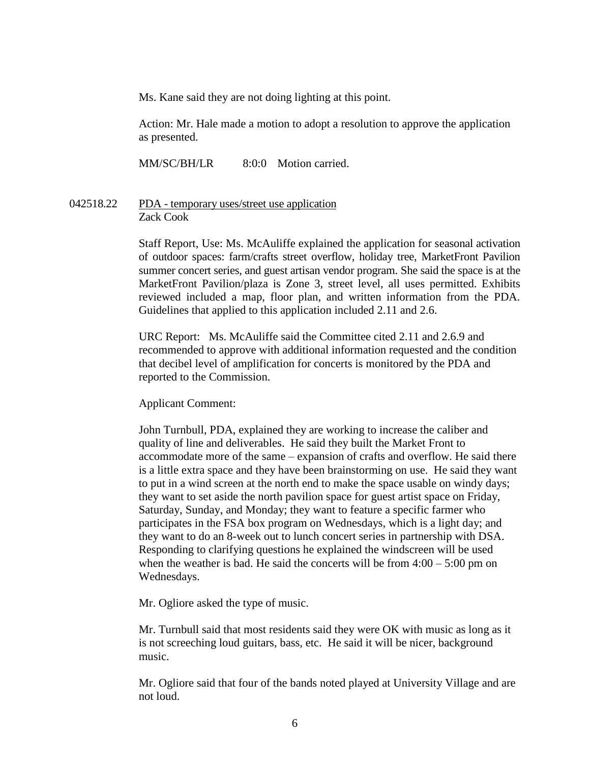Ms. Kane said they are not doing lighting at this point.

Action: Mr. Hale made a motion to adopt a resolution to approve the application as presented.

MM/SC/BH/LR 8:0:0 Motion carried.

042518.22 PDA - temporary uses/street use application
Zack Cook

Staff Report, Use: Ms. McAuliffe explained the application for seasonal activation of outdoor spaces: farm/crafts street overflow, holiday tree, MarketFront Pavilion summer concert series, and guest artisan vendor program. She said the space is at the MarketFront Pavilion/plaza is Zone 3, street level, all uses permitted. Exhibits reviewed included a map, floor plan, and written information from the PDA. Guidelines that applied to this application included 2.11 and 2.6.

URC Report: Ms. McAuliffe said the Committee cited 2.11 and 2.6.9 and recommended to approve with additional information requested and the condition that decibel level of amplification for concerts is monitored by the PDA and reported to the Commission.

Applicant Comment:

John Turnbull, PDA, explained they are working to increase the caliber and quality of line and deliverables. He said they built the Market Front to accommodate more of the same – expansion of crafts and overflow. He said there is a little extra space and they have been brainstorming on use. He said they want to put in a wind screen at the north end to make the space usable on windy days; they want to set aside the north pavilion space for guest artist space on Friday, Saturday, Sunday, and Monday; they want to feature a specific farmer who participates in the FSA box program on Wednesdays, which is a light day; and they want to do an 8-week out to lunch concert series in partnership with DSA. Responding to clarifying questions he explained the windscreen will be used when the weather is bad. He said the concerts will be from 4:00 – 5:00 pm on Wednesdays.

Mr. Ogliore asked the type of music.

Mr. Turnbull said that most residents said they were OK with music as long as it is not screeching loud guitars, bass, etc. He said it will be nicer, background music.

Mr. Ogliore said that four of the bands noted played at University Village and are not loud.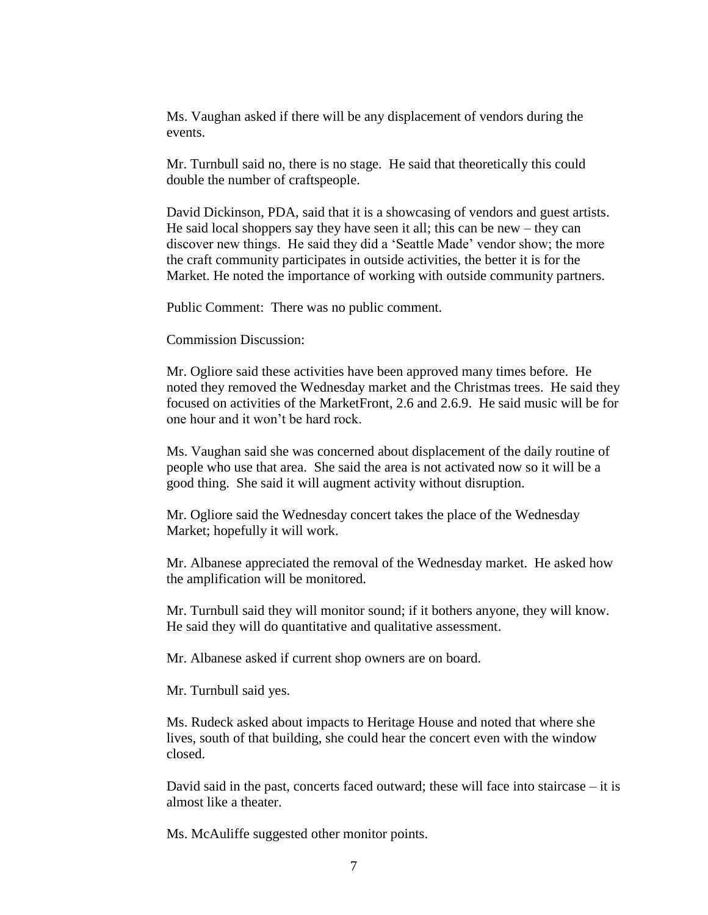Ms. Vaughan asked if there will be any displacement of vendors during the events.

Mr. Turnbull said no, there is no stage. He said that theoretically this could double the number of craftspeople.

David Dickinson, PDA, said that it is a showcasing of vendors and guest artists. He said local shoppers say they have seen it all; this can be new – they can discover new things. He said they did a 'Seattle Made' vendor show; the more the craft community participates in outside activities, the better it is for the Market. He noted the importance of working with outside community partners.

Public Comment: There was no public comment.

Commission Discussion:

Mr. Ogliore said these activities have been approved many times before. He noted they removed the Wednesday market and the Christmas trees. He said they focused on activities of the MarketFront, 2.6 and 2.6.9. He said music will be for one hour and it won't be hard rock.

Ms. Vaughan said she was concerned about displacement of the daily routine of people who use that area. She said the area is not activated now so it will be a good thing. She said it will augment activity without disruption.

Mr. Ogliore said the Wednesday concert takes the place of the Wednesday Market; hopefully it will work.

Mr. Albanese appreciated the removal of the Wednesday market. He asked how the amplification will be monitored.

Mr. Turnbull said they will monitor sound; if it bothers anyone, they will know. He said they will do quantitative and qualitative assessment.

Mr. Albanese asked if current shop owners are on board.

Mr. Turnbull said yes.

Ms. Rudeck asked about impacts to Heritage House and noted that where she lives, south of that building, she could hear the concert even with the window closed.

David said in the past, concerts faced outward; these will face into staircase – it is almost like a theater.

Ms. McAuliffe suggested other monitor points.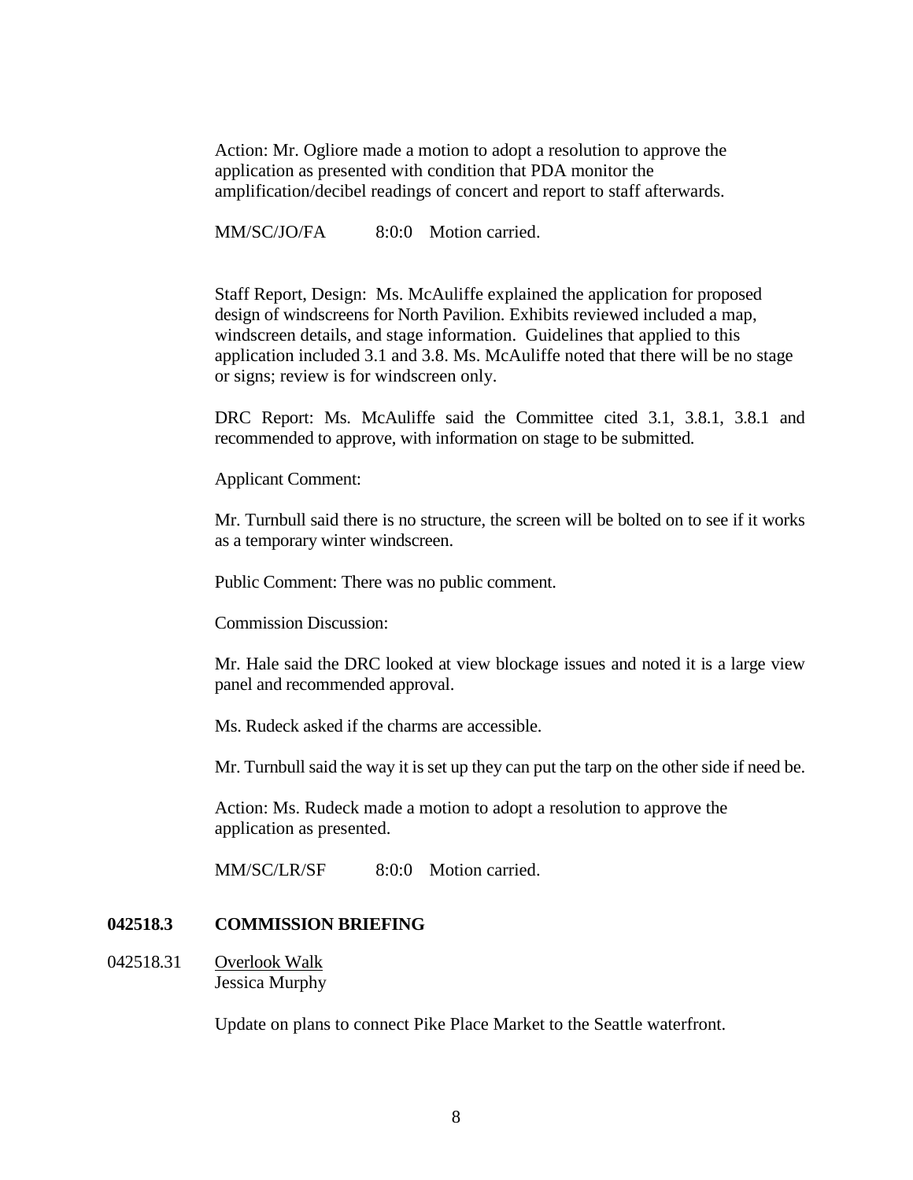Action: Mr. Ogliore made a motion to adopt a resolution to approve the application as presented with condition that PDA monitor the amplification/decibel readings of concert and report to staff afterwards.

MM/SC/JO/FA 8:0:0 Motion carried.

Staff Report, Design: Ms. McAuliffe explained the application for proposed design of windscreens for North Pavilion. Exhibits reviewed included a map, windscreen details, and stage information. Guidelines that applied to this application included 3.1 and 3.8. Ms. McAuliffe noted that there will be no stage or signs; review is for windscreen only.

DRC Report: Ms. McAuliffe said the Committee cited 3.1, 3.8.1, 3.8.1 and recommended to approve, with information on stage to be submitted.

Applicant Comment:

Mr. Turnbull said there is no structure, the screen will be bolted on to see if it works as a temporary winter windscreen.

Public Comment: There was no public comment.

Commission Discussion:

Mr. Hale said the DRC looked at view blockage issues and noted it is a large view panel and recommended approval.

Ms. Rudeck asked if the charms are accessible.

Mr. Turnbull said the way it is set up they can put the tarp on the other side if need be.

Action: Ms. Rudeck made a motion to adopt a resolution to approve the application as presented.

MM/SC/LR/SF 8:0:0 Motion carried.

## 042518.3 COMMISSION BRIEFING

042518.31 Overlook Walk
Jessica Murphy

Update on plans to connect Pike Place Market to the Seattle waterfront.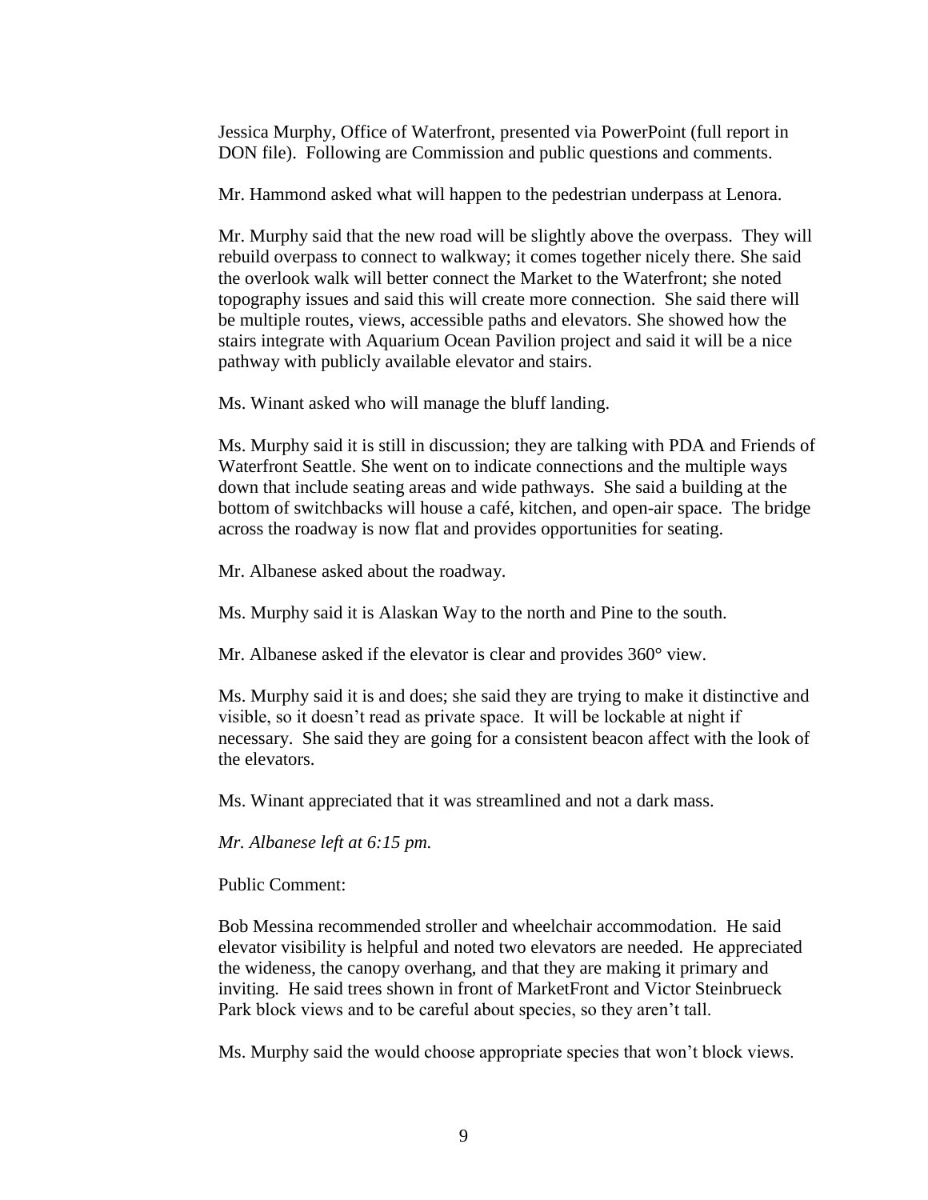Jessica Murphy, Office of Waterfront, presented via PowerPoint (full report in DON file). Following are Commission and public questions and comments.

Mr. Hammond asked what will happen to the pedestrian underpass at Lenora.

Mr. Murphy said that the new road will be slightly above the overpass. They will rebuild overpass to connect to walkway; it comes together nicely there. She said the overlook walk will better connect the Market to the Waterfront; she noted topography issues and said this will create more connection. She said there will be multiple routes, views, accessible paths and elevators. She showed how the stairs integrate with Aquarium Ocean Pavilion project and said it will be a nice pathway with publicly available elevator and stairs.

Ms. Winant asked who will manage the bluff landing.

Ms. Murphy said it is still in discussion; they are talking with PDA and Friends of Waterfront Seattle. She went on to indicate connections and the multiple ways down that include seating areas and wide pathways. She said a building at the bottom of switchbacks will house a café, kitchen, and open-air space. The bridge across the roadway is now flat and provides opportunities for seating.

Mr. Albanese asked about the roadway.

Ms. Murphy said it is Alaskan Way to the north and Pine to the south.

Mr. Albanese asked if the elevator is clear and provides 360° view.

Ms. Murphy said it is and does; she said they are trying to make it distinctive and visible, so it doesn't read as private space. It will be lockable at night if necessary. She said they are going for a consistent beacon affect with the look of the elevators.

Ms. Winant appreciated that it was streamlined and not a dark mass.

*Mr. Albanese left at 6:15 pm.*

Public Comment:

Bob Messina recommended stroller and wheelchair accommodation. He said elevator visibility is helpful and noted two elevators are needed. He appreciated the wideness, the canopy overhang, and that they are making it primary and inviting. He said trees shown in front of MarketFront and Victor Steinbrueck Park block views and to be careful about species, so they aren't tall.

Ms. Murphy said the would choose appropriate species that won't block views.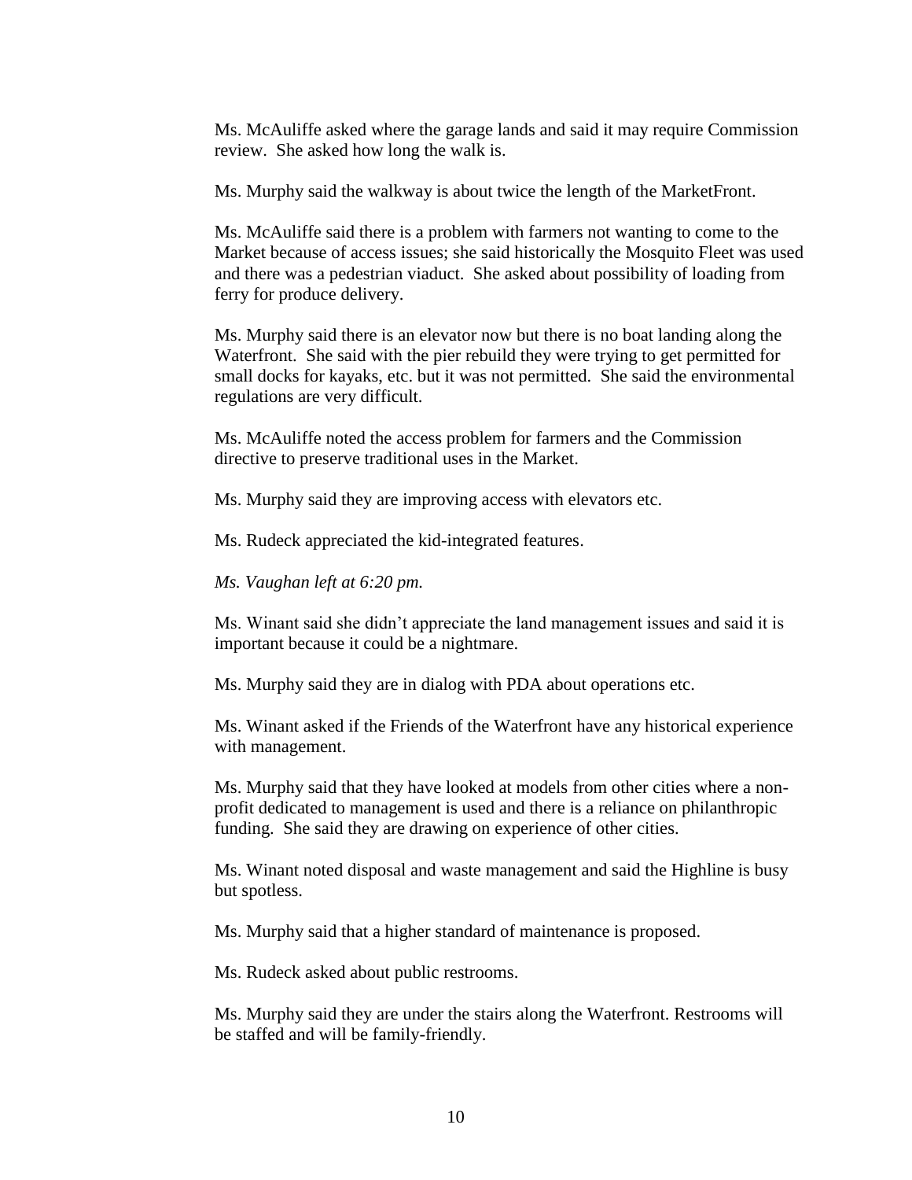Ms. McAuliffe asked where the garage lands and said it may require Commission review. She asked how long the walk is.

Ms. Murphy said the walkway is about twice the length of the MarketFront.

Ms. McAuliffe said there is a problem with farmers not wanting to come to the Market because of access issues; she said historically the Mosquito Fleet was used and there was a pedestrian viaduct. She asked about possibility of loading from ferry for produce delivery.

Ms. Murphy said there is an elevator now but there is no boat landing along the Waterfront. She said with the pier rebuild they were trying to get permitted for small docks for kayaks, etc. but it was not permitted. She said the environmental regulations are very difficult.

Ms. McAuliffe noted the access problem for farmers and the Commission directive to preserve traditional uses in the Market.

Ms. Murphy said they are improving access with elevators etc.

Ms. Rudeck appreciated the kid-integrated features.

*Ms. Vaughan left at 6:20 pm.*

Ms. Winant said she didn't appreciate the land management issues and said it is important because it could be a nightmare.

Ms. Murphy said they are in dialog with PDA about operations etc.

Ms. Winant asked if the Friends of the Waterfront have any historical experience with management.

Ms. Murphy said that they have looked at models from other cities where a non-profit dedicated to management is used and there is a reliance on philanthropic funding. She said they are drawing on experience of other cities.

Ms. Winant noted disposal and waste management and said the Highline is busy but spotless.

Ms. Murphy said that a higher standard of maintenance is proposed.

Ms. Rudeck asked about public restrooms.

Ms. Murphy said they are under the stairs along the Waterfront. Restrooms will be staffed and will be family-friendly.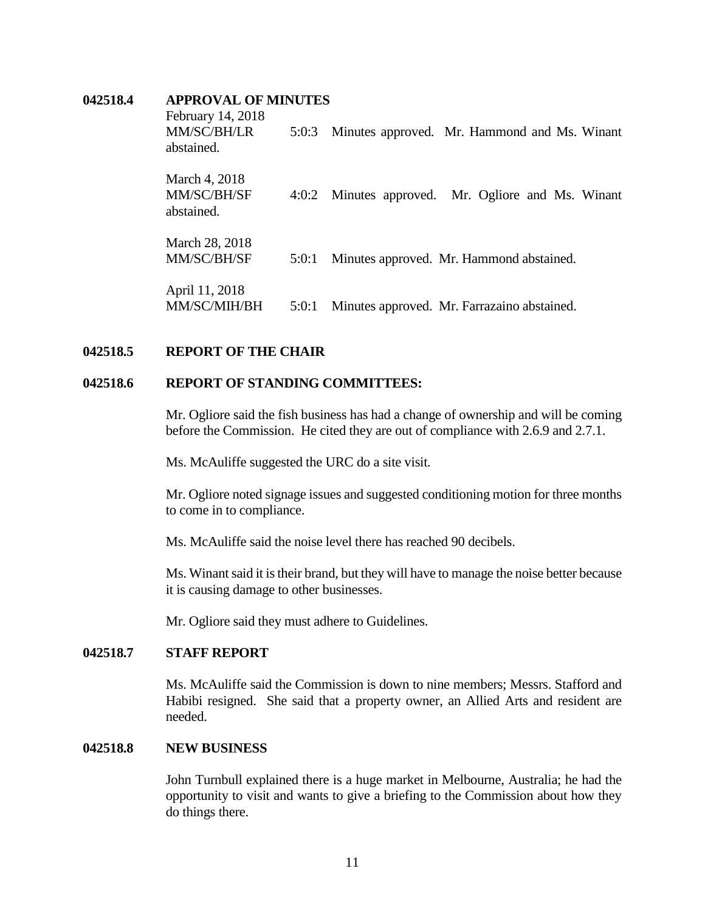**042518.4 APPROVAL OF MINUTES**

February 14, 2018
MM/SC/BH/LR 5:0:3 Minutes approved. Mr. Hammond and Ms. Winant abstained.

March 4, 2018
MM/SC/BH/SF 4:0:2 Minutes approved. Mr. Ogliore and Ms. Winant abstained.

March 28, 2018
MM/SC/BH/SF 5:0:1 Minutes approved. Mr. Hammond abstained.

April 11, 2018
MM/SC/MIH/BH 5:0:1 Minutes approved. Mr. Farrazaino abstained.

**042518.5 REPORT OF THE CHAIR**

**042518.6 REPORT OF STANDING COMMITTEES:**

Mr. Ogliore said the fish business has had a change of ownership and will be coming before the Commission. He cited they are out of compliance with 2.6.9 and 2.7.1.

Ms. McAuliffe suggested the URC do a site visit.

Mr. Ogliore noted signage issues and suggested conditioning motion for three months to come in to compliance.

Ms. McAuliffe said the noise level there has reached 90 decibels.

Ms. Winant said it is their brand, but they will have to manage the noise better because it is causing damage to other businesses.

Mr. Ogliore said they must adhere to Guidelines.

**042518.7 STAFF REPORT**

Ms. McAuliffe said the Commission is down to nine members; Messrs. Stafford and Habibi resigned. She said that a property owner, an Allied Arts and resident are needed.

**042518.8 NEW BUSINESS**

John Turnbull explained there is a huge market in Melbourne, Australia; he had the opportunity to visit and wants to give a briefing to the Commission about how they do things there.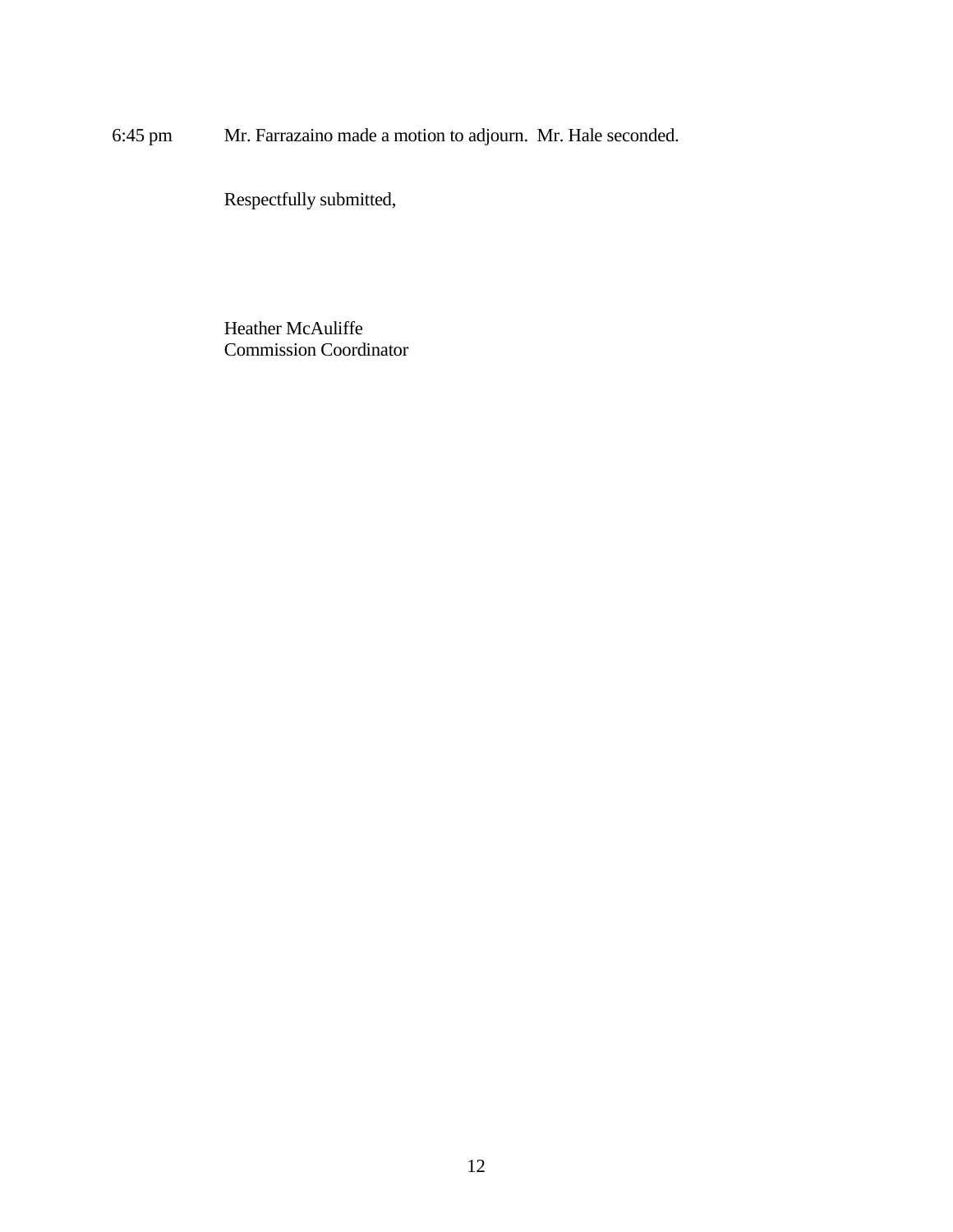6:45 pm Mr. Farrazaino made a motion to adjourn. Mr. Hale seconded.

Respectfully submitted,

Heather McAuliffe
Commission Coordinator